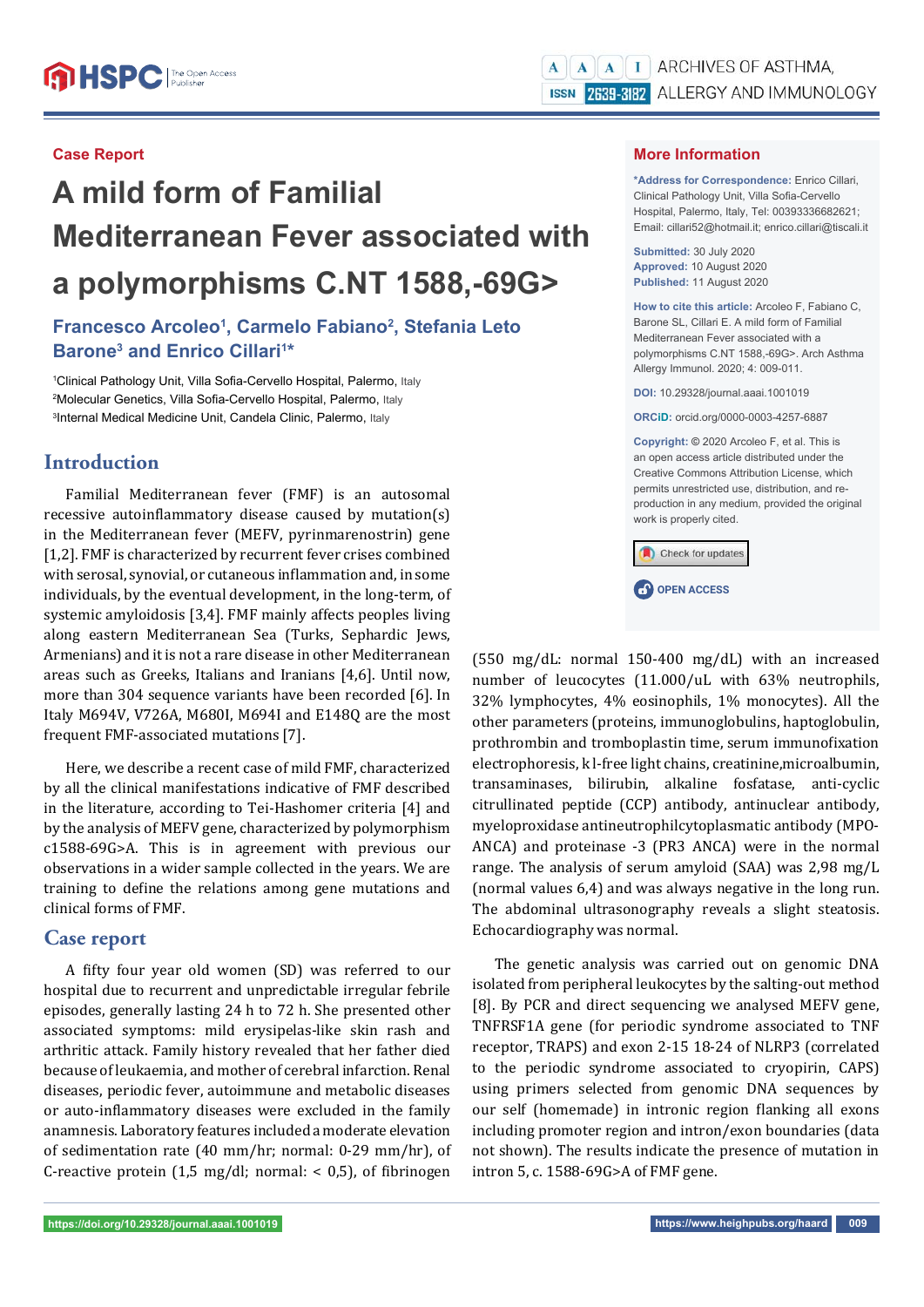Case Report

# A mild form of Familial Mediterranean Fever associated with a polymorphisms C.NT 1588,-69G>

**Francesco Arcoleo[1], Carmelo Fabiano[2], Stefania Leto Barone[3] and Enrico Cillari[1]***

[1]Clinical Pathology Unit, Villa Sofia-Cervello Hospital, Palermo, Italy
[2]Molecular Genetics, Villa Sofia-Cervello Hospital, Palermo, Italy
[3]Internal Medical Medicine Unit, Candela Clinic, Palermo, Italy

## More Information

**\*Address for Correspondence:** Enrico Cillari, Clinical Pathology Unit, Villa Sofia-Cervello Hospital, Palermo, Italy, Tel: 00393336682621; Email: cillari52@hotmail.it; enrico.cillari@tiscali.it

**Submitted:** 30 July 2020
**Approved:** 10 August 2020
**Published:** 11 August 2020

**How to cite this article:** Arcoleo F, Fabiano C, Barone SL, Cillari E. A mild form of Familial Mediterranean Fever associated with a polymorphisms C.NT 1588,-69G>. Arch Asthma Allergy Immunol. 2020; 4: 009-011.

**DOI:** 10.29328/journal.aaai.1001019

**ORCiD:** orcid.org/0000-0003-4257-6887

**Copyright:** © 2020 Arcoleo F, et al. This is an open access article distributed under the Creative Commons Attribution License, which permits unrestricted use, distribution, and reproduction in any medium, provided the original work is properly cited.

## Introduction

Familial Mediterranean fever (FMF) is an autosomal recessive autoinflammatory disease caused by mutation(s) in the Mediterranean fever (MEFV, pyrinmarenostrin) gene [1,2]. FMF is characterized by recurrent fever crises combined with serosal, synovial, or cutaneous inflammation and, in some individuals, by the eventual development, in the long-term, of systemic amyloidosis [3,4]. FMF mainly affects peoples living along eastern Mediterranean Sea (Turks, Sephardic Jews, Armenians) and it is not a rare disease in other Mediterranean areas such as Greeks, Italians and Iranians [4,6]. Until now, more than 304 sequence variants have been recorded [6]. In Italy M694V, V726A, M680I, M694I and E148Q are the most frequent FMF-associated mutations [7].

Here, we describe a recent case of mild FMF, characterized by all the clinical manifestations indicative of FMF described in the literature, according to Tei-Hashomer criteria [4] and by the analysis of MEFV gene, characterized by polymorphism c1588-69G>A. This is in agreement with previous our observations in a wider sample collected in the years. We are training to define the relations among gene mutations and clinical forms of FMF.

## Case report

A fifty four year old women (SD) was referred to our hospital due to recurrent and unpredictable irregular febrile episodes, generally lasting 24 h to 72 h. She presented other associated symptoms: mild erysipelas-like skin rash and arthritic attack. Family history revealed that her father died because of leukaemia, and mother of cerebral infarction. Renal diseases, periodic fever, autoimmune and metabolic diseases or auto-inflammatory diseases were excluded in the family anamnesis. Laboratory features included a moderate elevation of sedimentation rate (40 mm/hr; normal: 0-29 mm/hr), of C-reactive protein (1,5 mg/dl; normal: < 0,5), of fibrinogen (550 mg/dL: normal 150-400 mg/dL) with an increased number of leucocytes (11.000/uL with 63% neutrophils, 32% lymphocytes, 4% eosinophils, 1% monocytes). All the other parameters (proteins, immunoglobulins, haptoglobulin, prothrombin and tromboplastin time, serum immunofixation electrophoresis, k l-free light chains, creatinine,microalbumin, transaminases, bilirubin, alkaline fosfatase, anti-cyclic citrullinated peptide (CCP) antibody, antinuclear antibody, myeloproxidase antineutrophilcytoplasmatic antibody (MPO-ANCA) and proteinase -3 (PR3 ANCA) were in the normal range. The analysis of serum amyloid (SAA) was 2,98 mg/L (normal values 6,4) and was always negative in the long run. The abdominal ultrasonography reveals a slight steatosis. Echocardiography was normal.

The genetic analysis was carried out on genomic DNA isolated from peripheral leukocytes by the salting-out method [8]. By PCR and direct sequencing we analysed MEFV gene, TNFRSF1A gene (for periodic syndrome associated to TNF receptor, TRAPS) and exon 2-15 18-24 of NLRP3 (correlated to the periodic syndrome associated to cryopirin, CAPS) using primers selected from genomic DNA sequences by our self (homemade) in intronic region flanking all exons including promoter region and intron/exon boundaries (data not shown). The results indicate the presence of mutation in intron 5, c. 1588-69G>A of FMF gene.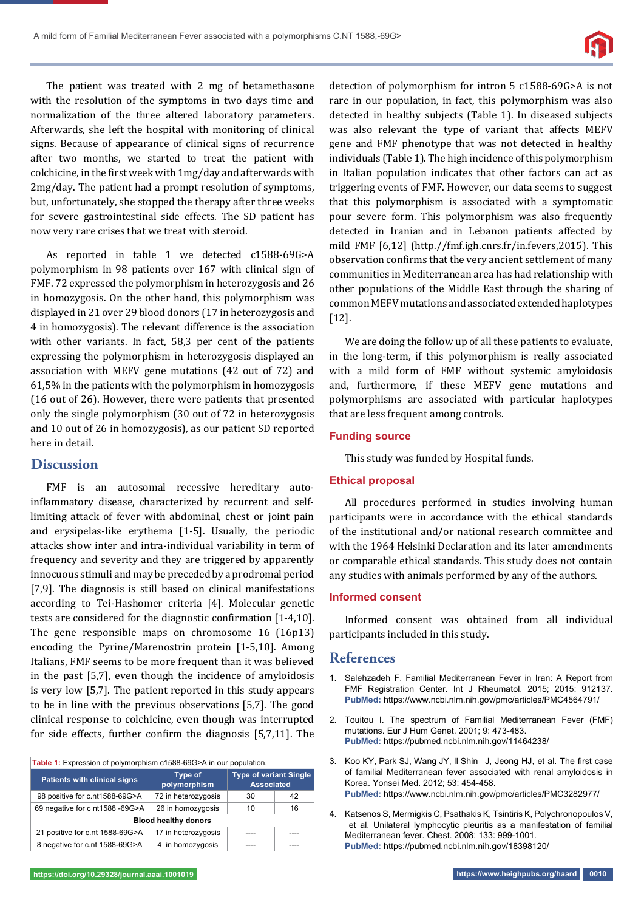The patient was treated with 2 mg of betamethasone with the resolution of the symptoms in two days time and normalization of the three altered laboratory parameters. Afterwards, she left the hospital with monitoring of clinical signs. Because of appearance of clinical signs of recurrence after two months, we started to treat the patient with colchicine, in the first week with 1mg/day and afterwards with 2mg/day. The patient had a prompt resolution of symptoms, but, unfortunately, she stopped the therapy after three weeks for severe gastrointestinal side effects. The SD patient has now very rare crises that we treat with steroid.

As reported in table 1 we detected c1588-69G>A polymorphism in 98 patients over 167 with clinical sign of FMF. 72 expressed the polymorphism in heterozygosis and 26 in homozygosis. On the other hand, this polymorphism was displayed in 21 over 29 blood donors (17 in heterozygosis and 4 in homozygosis). The relevant difference is the association with other variants. In fact, 58,3 per cent of the patients expressing the polymorphism in heterozygosis displayed an association with MEFV gene mutations (42 out of 72) and 61,5% in the patients with the polymorphism in homozygosis (16 out of 26). However, there were patients that presented only the single polymorphism (30 out of 72 in heterozygosis and 10 out of 26 in homozygosis), as our patient SD reported here in detail.

## Discussion

FMF is an autosomal recessive hereditary auto-inflammatory disease, characterized by recurrent and self-limiting attack of fever with abdominal, chest or joint pain and erysipelas-like erythema [1-5]. Usually, the periodic attacks show inter and intra-individual variability in term of frequency and severity and they are triggered by apparently innocuous stimuli and may be preceded by a prodromal period [7,9]. The diagnosis is still based on clinical manifestations according to Tei-Hashomer criteria [4]. Molecular genetic tests are considered for the diagnostic confirmation [1-4,10]. The gene responsible maps on chromosome 16 (16p13) encoding the Pyrine/Marenostrin protein [1-5,10]. Among Italians, FMF seems to be more frequent than it was believed in the past [5,7], even though the incidence of amyloidosis is very low [5,7]. The patient reported in this study appears to be in line with the previous observations [5,7]. The good clinical response to colchicine, even though was interrupted for side effects, further confirm the diagnosis [5,7,11]. The detection of polymorphism for intron 5 c1588-69G>A is not rare in our population, in fact, this polymorphism was also detected in healthy subjects (Table 1). In diseased subjects was also relevant the type of variant that affects MEFV gene and FMF phenotype that was not detected in healthy individuals (Table 1). The high incidence of this polymorphism in Italian population indicates that other factors can act as triggering events of FMF. However, our data seems to suggest that this polymorphism is associated with a symptomatic pour severe form. This polymorphism was also frequently detected in Iranian and in Lebanon patients affected by mild FMF [6,12] (http://fmf.igh.cnrs.fr/in.fevers,2015). This observation confirms that the very ancient settlement of many communities in Mediterranean area has had relationship with other populations of the Middle East through the sharing of common MEFV mutations and associated extended haplotypes [12].

**Table 1:** Expression of polymorphism c1588-69G>A in our population.

| Patients with clinical signs | Type of polymorphism | Type of variant Single | Associated |
|---|---|---|---|
| 98 positive for c.nt1588-69G>A | 72 in heterozygosis | 30 | 42 |
| 69 negative for c nt1588 -69G>A | 26 in homozygosis | 10 | 16 |
| **Blood healthy donors** | | | |
| 21 positive for c.nt 1588-69G>A | 17 in heterozygosis | ---- | ---- |
| 8 negative for c.nt 1588-69G>A | 4 in homozygosis | ---- | ---- |

We are doing the follow up of all these patients to evaluate, in the long-term, if this polymorphism is really associated with a mild form of FMF without systemic amyloidosis and, furthermore, if these MEFV gene mutations and polymorphisms are associated with particular haplotypes that are less frequent among controls.

### Funding source

This study was funded by Hospital funds.

### Ethical proposal

All procedures performed in studies involving human participants were in accordance with the ethical standards of the institutional and/or national research committee and with the 1964 Helsinki Declaration and its later amendments or comparable ethical standards. This study does not contain any studies with animals performed by any of the authors.

### Informed consent

Informed consent was obtained from all individual participants included in this study.

## References

1. Salehzadeh F. Familial Mediterranean Fever in Iran: A Report from FMF Registration Center. Int J Rheumatol. 2015; 2015: 912137. **PubMed:** https://www.ncbi.nlm.nih.gov/pmc/articles/PMC4564791/
2. Touitou I. The spectrum of Familial Mediterranean Fever (FMF) mutations. Eur J Hum Genet. 2001; 9: 473-483. **PubMed:** https://pubmed.ncbi.nlm.nih.gov/11464238/
3. Koo KY, Park SJ, Wang JY, Il Shin J, Jeong HJ, et al. The first case of familial Mediterranean fever associated with renal amyloidosis in Korea. Yonsei Med. 2012; 53: 454-458. **PubMed:** https://www.ncbi.nlm.nih.gov/pmc/articles/PMC3282977/
4. Katsenos S, Mermigkis C, Psathakis K, Tsintiris K, Polychronopoulos V, et al. Unilateral lymphocytic pleuritis as a manifestation of familial Mediterranean fever. Chest. 2008; 133: 999-1001. **PubMed:** https://pubmed.ncbi.nlm.nih.gov/18398120/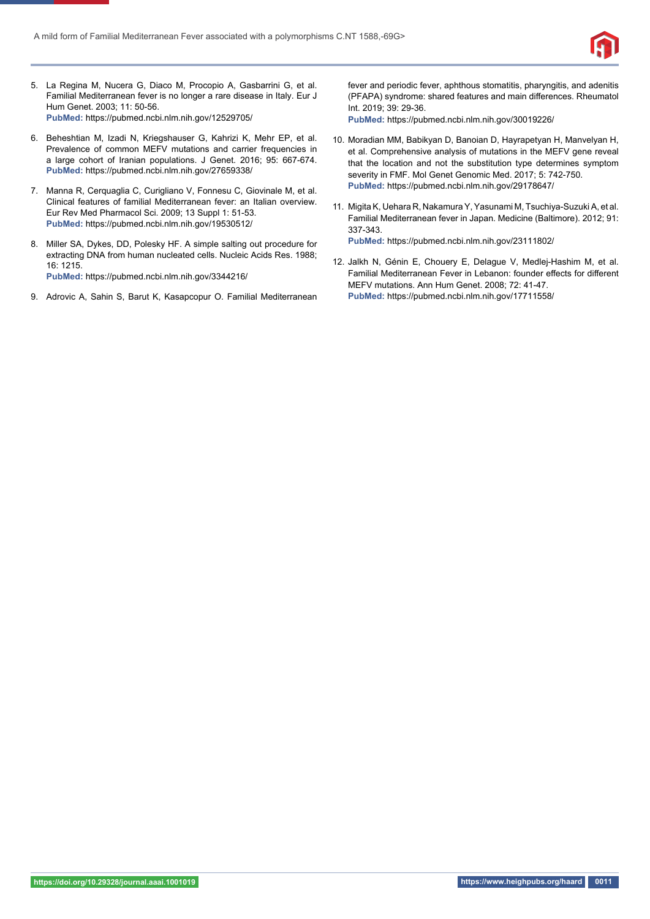5. La Regina M, Nucera G, Diaco M, Procopio A, Gasbarrini G, et al. Familial Mediterranean fever is no longer a rare disease in Italy. Eur J Hum Genet. 2003; 11: 50-56.
   **PubMed:** https://pubmed.ncbi.nlm.nih.gov/12529705/

6. Beheshtian M, Izadi N, Kriegshauser G, Kahrizi K, Mehr EP, et al. Prevalence of common MEFV mutations and carrier frequencies in a large cohort of Iranian populations. J Genet. 2016; 95: 667-674.
   **PubMed:** https://pubmed.ncbi.nlm.nih.gov/27659338/

7. Manna R, Cerquaglia C, Curigliano V, Fonnesu C, Giovinale M, et al. Clinical features of familial Mediterranean fever: an Italian overview. Eur Rev Med Pharmacol Sci. 2009; 13 Suppl 1: 51-53.
   **PubMed:** https://pubmed.ncbi.nlm.nih.gov/19530512/

8. Miller SA, Dykes, DD, Polesky HF. A simple salting out procedure for extracting DNA from human nucleated cells. Nucleic Acids Res. 1988; 16: 1215.
   **PubMed:** https://pubmed.ncbi.nlm.nih.gov/3344216/

9. Adrovic A, Sahin S, Barut K, Kasapcopur O. Familial Mediterranean fever and periodic fever, aphthous stomatitis, pharyngitis, and adenitis (PFAPA) syndrome: shared features and main differences. Rheumatol Int. 2019; 39: 29-36.
   **PubMed:** https://pubmed.ncbi.nlm.nih.gov/30019226/

10. Moradian MM, Babikyan D, Banoian D, Hayrapetyan H, Manvelyan H, et al. Comprehensive analysis of mutations in the MEFV gene reveal that the location and not the substitution type determines symptom severity in FMF. Mol Genet Genomic Med. 2017; 5: 742-750.
    **PubMed:** https://pubmed.ncbi.nlm.nih.gov/29178647/

11. Migita K, Uehara R, Nakamura Y, Yasunami M, Tsuchiya-Suzuki A, et al. Familial Mediterranean fever in Japan. Medicine (Baltimore). 2012; 91: 337-343.
    **PubMed:** https://pubmed.ncbi.nlm.nih.gov/23111802/

12. Jalkh N, Génin E, Chouery E, Delague V, Medlej-Hashim M, et al. Familial Mediterranean Fever in Lebanon: founder effects for different MEFV mutations. Ann Hum Genet. 2008; 72: 41-47.
    **PubMed:** https://pubmed.ncbi.nlm.nih.gov/17711558/